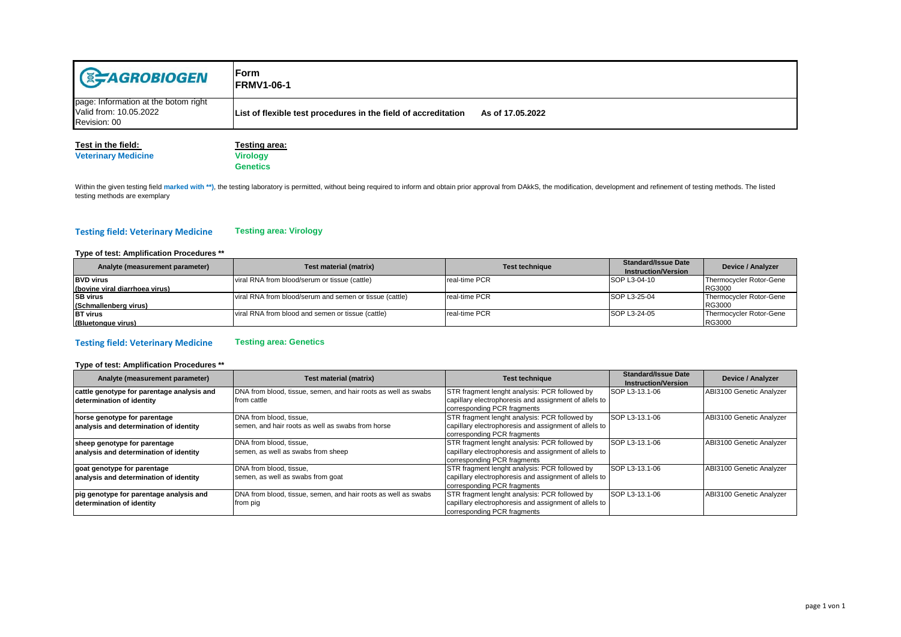| AGROBIOGEN | **Form FRMV1-06-1** |
|---|---|
| page: Information at the botom right<br>Valid from: 10.05.2022<br>Revision: 00 | **List of flexible test procedures in the field of accreditation      As of 17.05.2022** |

**Test in the field:**
**Veterinary Medicine**

**Testing area:**
**Virology**
**Genetics**

Within the given testing field **marked with \*\***), the testing laboratory is permitted, without being required to inform and obtain prior approval from DAkkS, the modification, development and refinement of testing methods. The listed testing methods are exemplary

## Testing field: Veterinary Medicine — Testing area: Virology

**Type of test: Amplification Procedures \*\***

| Analyte (measurement parameter) | Test material (matrix) | Test technique | Standard/Issue Date Instruction/Version | Device / Analyzer |
|---|---|---|---|---|
| **BVD virus (bovine viral diarrhoea virus)** | viral RNA from blood/serum or tissue (cattle) | real-time PCR | SOP L3-04-10 | Thermocycler Rotor-Gene RG3000 |
| **SB virus (Schmallenberg virus)** | viral RNA from blood/serum and semen or tissue (cattle) | real-time PCR | SOP L3-25-04 | Thermocycler Rotor-Gene RG3000 |
| **BT virus (Bluetongue virus)** | viral RNA from blood and semen or tissue (cattle) | real-time PCR | SOP L3-24-05 | Thermocycler Rotor-Gene RG3000 |

## Testing field: Veterinary Medicine — Testing area: Genetics

**Type of test: Amplification Procedures \*\***

| Analyte (measurement parameter) | Test material (matrix) | Test technique | Standard/Issue Date Instruction/Version | Device / Analyzer |
|---|---|---|---|---|
| **cattle genotype for parentage analysis and determination of identity** | DNA from blood, tissue, semen, and hair roots as well as swabs from cattle | STR fragment lenght analysis: PCR followed by capillary electrophoresis and assignment of allels to corresponding PCR fragments | SOP L3-13.1-06 | ABI3100 Genetic Analyzer |
| **horse genotype for parentage analysis and determination of identity** | DNA from blood, tissue, semen, and hair roots as well as swabs from horse | STR fragment lenght analysis: PCR followed by capillary electrophoresis and assignment of allels to corresponding PCR fragments | SOP L3-13.1-06 | ABI3100 Genetic Analyzer |
| **sheep genotype for parentage analysis and determination of identity** | DNA from blood, tissue, semen, as well as swabs from sheep | STR fragment lenght analysis: PCR followed by capillary electrophoresis and assignment of allels to corresponding PCR fragments | SOP L3-13.1-06 | ABI3100 Genetic Analyzer |
| **goat genotype for parentage analysis and determination of identity** | DNA from blood, tissue, semen, as well as swabs from goat | STR fragment lenght analysis: PCR followed by capillary electrophoresis and assignment of allels to corresponding PCR fragments | SOP L3-13.1-06 | ABI3100 Genetic Analyzer |
| **pig genotype for parentage analysis and determination of identity** | DNA from blood, tissue, semen, and hair roots as well as swabs from pig | STR fragment lenght analysis: PCR followed by capillary electrophoresis and assignment of allels to corresponding PCR fragments | SOP L3-13.1-06 | ABI3100 Genetic Analyzer |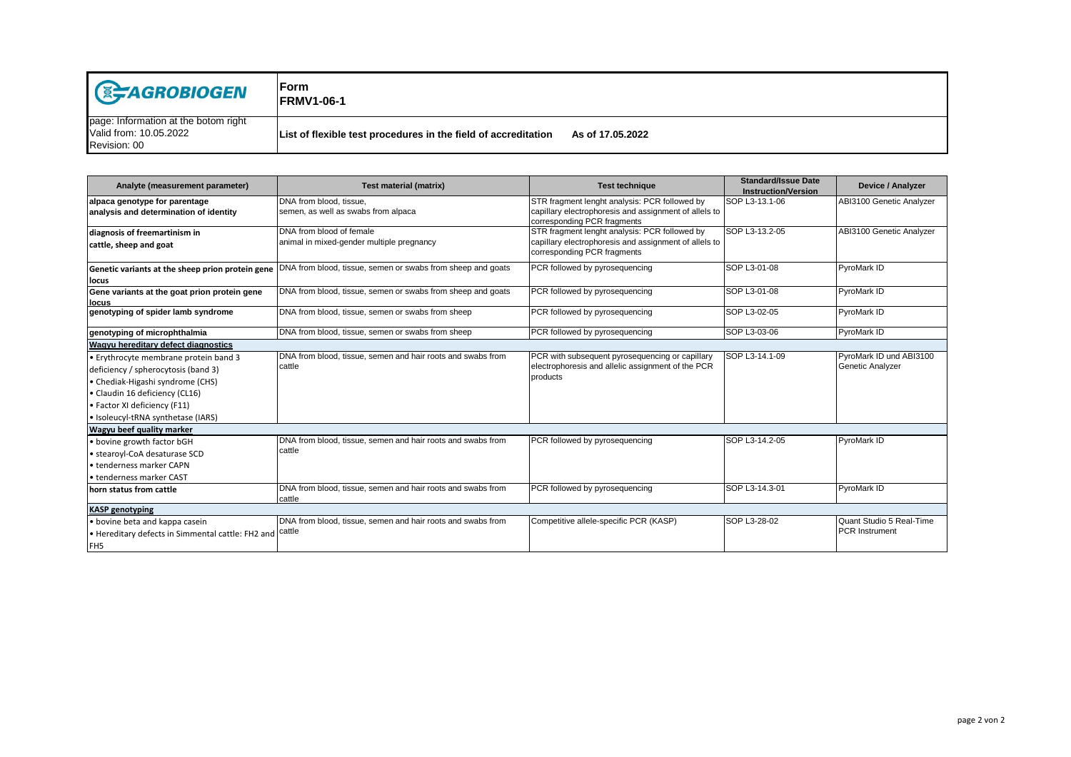| AGROBIOGEN | Form FRMV1-06-1 |
|---|---|
| page: Information at the botom right<br>Valid from: 10.05.2022<br>Revision: 00 | List of flexible test procedures in the field of accreditation As of 17.05.2022 |

| Analyte (measurement parameter) | Test material (matrix) | Test technique | Standard/Issue Date Instruction/Version | Device / Analyzer |
|---|---|---|---|---|
| **alpaca genotype for parentage analysis and determination of identity** | DNA from blood, tissue, semen, as well as swabs from alpaca | STR fragment lenght analysis: PCR followed by capillary electrophoresis and assignment of allels to corresponding PCR fragments | SOP L3-13.1-06 | ABI3100 Genetic Analyzer |
| **diagnosis of freemartinism in cattle, sheep and goat** | DNA from blood of female animal in mixed-gender multiple pregnancy | STR fragment lenght analysis: PCR followed by capillary electrophoresis and assignment of allels to corresponding PCR fragments | SOP L3-13.2-05 | ABI3100 Genetic Analyzer |
| **Genetic variants at the sheep prion protein gene locus** | DNA from blood, tissue, semen or swabs from sheep and goats | PCR followed by pyrosequencing | SOP L3-01-08 | PyroMark ID |
| **Gene variants at the goat prion protein gene locus** | DNA from blood, tissue, semen or swabs from sheep and goats | PCR followed by pyrosequencing | SOP L3-01-08 | PyroMark ID |
| **genotyping of spider lamb syndrome** | DNA from blood, tissue, semen or swabs from sheep | PCR followed by pyrosequencing | SOP L3-02-05 | PyroMark ID |
| **genotyping of microphthalmia** | DNA from blood, tissue, semen or swabs from sheep | PCR followed by pyrosequencing | SOP L3-03-06 | PyroMark ID |
| **Wagyu hereditary defect diagnostics** | | | | |
| • Erythrocyte membrane protein band 3 deficiency / spherocytosis (band 3)<br>• Chediak-Higashi syndrome (CHS)<br>• Claudin 16 deficiency (CL16)<br>• Factor XI deficiency (F11)<br>• Isoleucyl-tRNA synthetase (IARS) | DNA from blood, tissue, semen and hair roots and swabs from cattle | PCR with subsequent pyrosequencing or capillary electrophoresis and allelic assignment of the PCR products | SOP L3-14.1-09 | PyroMark ID und ABI3100 Genetic Analyzer |
| **Wagyu beef quality marker** | | | | |
| • bovine growth factor bGH<br>• stearoyl-CoA desaturase SCD<br>• tenderness marker CAPN<br>• tenderness marker CAST | DNA from blood, tissue, semen and hair roots and swabs from cattle | PCR followed by pyrosequencing | SOP L3-14.2-05 | PyroMark ID |
| **horn status from cattle** | DNA from blood, tissue, semen and hair roots and swabs from cattle | PCR followed by pyrosequencing | SOP L3-14.3-01 | PyroMark ID |
| **KASP genotyping** | | | | |
| • bovine beta and kappa casein<br>• Hereditary defects in Simmental cattle: FH2 and FH5 | DNA from blood, tissue, semen and hair roots and swabs from cattle | Competitive allele-specific PCR (KASP) | SOP L3-28-02 | Quant Studio 5 Real-Time PCR Instrument |